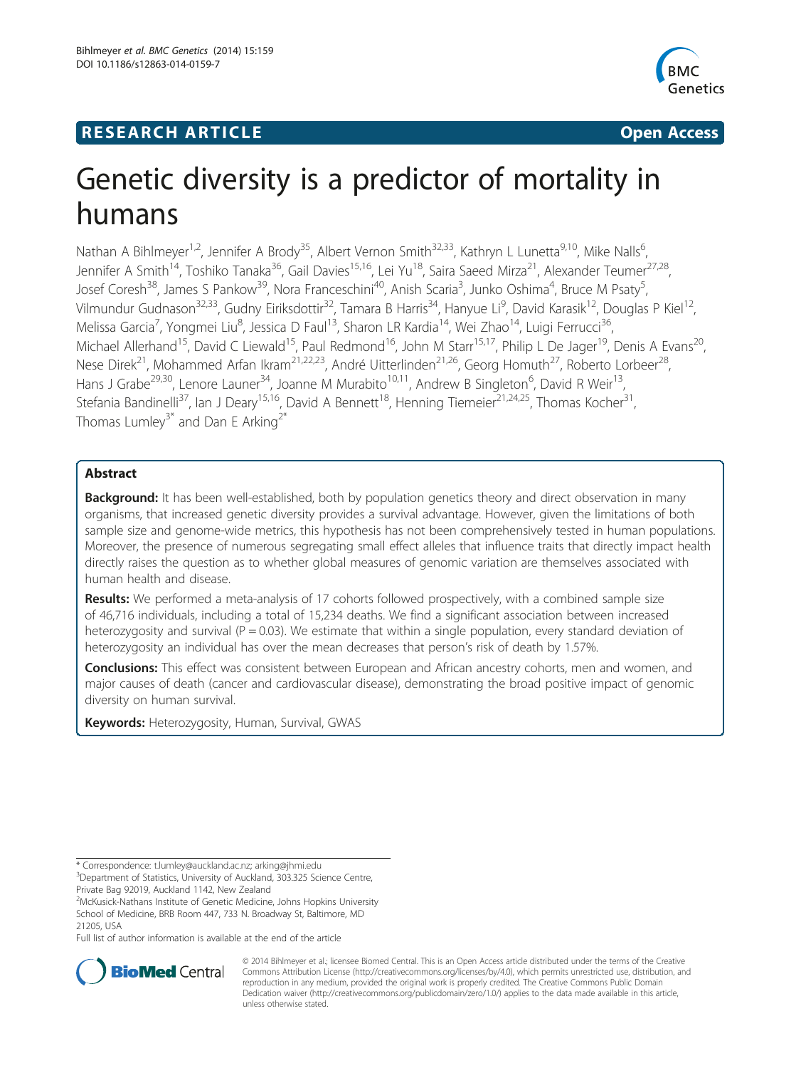**RESEARCH ARTICLE** **Open Access**

# Genetic diversity is a predictor of mortality in humans

Nathan A Bihlmeyer[1,2], Jennifer A Brody[35], Albert Vernon Smith[32,33], Kathryn L Lunetta[9,10], Mike Nalls[6], Jennifer A Smith[14], Toshiko Tanaka[36], Gail Davies[15,16], Lei Yu[18], Saira Saeed Mirza[21], Alexander Teumer[27,28], Josef Coresh[38], James S Pankow[39], Nora Franceschini[40], Anish Scaria[3], Junko Oshima[4], Bruce M Psaty[5], Vilmundur Gudnason[32,33], Gudny Eiriksdottir[32], Tamara B Harris[34], Hanyue Li[9], David Karasik[12], Douglas P Kiel[12], Melissa Garcia[7], Yongmei Liu[8], Jessica D Faul[13], Sharon LR Kardia[14], Wei Zhao[14], Luigi Ferrucci[36], Michael Allerhand[15], David C Liewald[15], Paul Redmond[16], John M Starr[15,17], Philip L De Jager[19], Denis A Evans[20], Nese Direk[21], Mohammed Arfan Ikram[21,22,23], André Uitterlinden[21,26], Georg Homuth[27], Roberto Lorbeer[28], Hans J Grabe[29,30], Lenore Launer[34], Joanne M Murabito[10,11], Andrew B Singleton[6], David R Weir[13], Stefania Bandinelli[37], Ian J Deary[15,16], David A Bennett[18], Henning Tiemeier[21,24,25], Thomas Kocher[31], Thomas Lumley[3*] and Dan E Arking[2*]

## Abstract

**Background:** It has been well-established, both by population genetics theory and direct observation in many organisms, that increased genetic diversity provides a survival advantage. However, given the limitations of both sample size and genome-wide metrics, this hypothesis has not been comprehensively tested in human populations. Moreover, the presence of numerous segregating small effect alleles that influence traits that directly impact health directly raises the question as to whether global measures of genomic variation are themselves associated with human health and disease.

**Results:** We performed a meta-analysis of 17 cohorts followed prospectively, with a combined sample size of 46,716 individuals, including a total of 15,234 deaths. We find a significant association between increased heterozygosity and survival ($P = 0.03$). We estimate that within a single population, every standard deviation of heterozygosity an individual has over the mean decreases that person's risk of death by 1.57%.

**Conclusions:** This effect was consistent between European and African ancestry cohorts, men and women, and major causes of death (cancer and cardiovascular disease), demonstrating the broad positive impact of genomic diversity on human survival.

**Keywords:** Heterozygosity, Human, Survival, GWAS

\* Correspondence: t.lumley@auckland.ac.nz; arking@jhmi.edu
[3]Department of Statistics, University of Auckland, 303.325 Science Centre, Private Bag 92019, Auckland 1142, New Zealand
[2]McKusick-Nathans Institute of Genetic Medicine, Johns Hopkins University School of Medicine, BRB Room 447, 733 N. Broadway St, Baltimore, MD 21205, USA
Full list of author information is available at the end of the article

© 2014 Bihlmeyer et al.; licensee Biomed Central. This is an Open Access article distributed under the terms of the Creative Commons Attribution License (http://creativecommons.org/licenses/by/4.0), which permits unrestricted use, distribution, and reproduction in any medium, provided the original work is properly credited. The Creative Commons Public Domain Dedication waiver (http://creativecommons.org/publicdomain/zero/1.0/) applies to the data made available in this article, unless otherwise stated.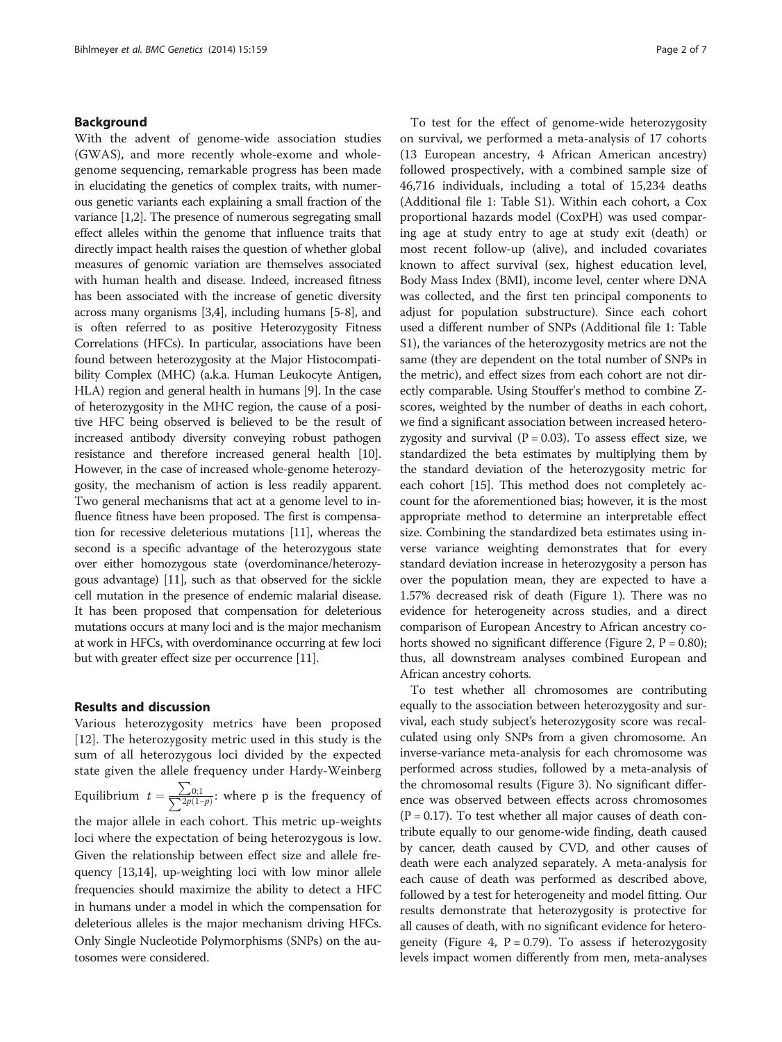## Background

With the advent of genome-wide association studies (GWAS), and more recently whole-exome and whole-genome sequencing, remarkable progress has been made in elucidating the genetics of complex traits, with numerous genetic variants each explaining a small fraction of the variance [1,2]. The presence of numerous segregating small effect alleles within the genome that influence traits that directly impact health raises the question of whether global measures of genomic variation are themselves associated with human health and disease. Indeed, increased fitness has been associated with the increase of genetic diversity across many organisms [3,4], including humans [5-8], and is often referred to as positive Heterozygosity Fitness Correlations (HFCs). In particular, associations have been found between heterozygosity at the Major Histocompatibility Complex (MHC) (a.k.a. Human Leukocyte Antigen, HLA) region and general health in humans [9]. In the case of heterozygosity in the MHC region, the cause of a positive HFC being observed is believed to be the result of increased antibody diversity conveying robust pathogen resistance and therefore increased general health [10]. However, in the case of increased whole-genome heterozygosity, the mechanism of action is less readily apparent. Two general mechanisms that act at a genome level to influence fitness have been proposed. The first is compensation for recessive deleterious mutations [11], whereas the second is a specific advantage of the heterozygous state over either homozygous state (overdominance/heterozygous advantage) [11], such as that observed for the sickle cell mutation in the presence of endemic malarial disease. It has been proposed that compensation for deleterious mutations occurs at many loci and is the major mechanism at work in HFCs, with overdominance occurring at few loci but with greater effect size per occurrence [11].

## Results and discussion

Various heterozygosity metrics have been proposed [12]. The heterozygosity metric used in this study is the sum of all heterozygous loci divided by the expected state given the allele frequency under Hardy-Weinberg Equilibrium $t = \frac{\sum_{0:1}}{\sum^{2p(1-p)}}$: where p is the frequency of the major allele in each cohort. This metric up-weights loci where the expectation of being heterozygous is low. Given the relationship between effect size and allele frequency [13,14], up-weighting loci with low minor allele frequencies should maximize the ability to detect a HFC in humans under a model in which the compensation for deleterious alleles is the major mechanism driving HFCs. Only Single Nucleotide Polymorphisms (SNPs) on the autosomes were considered.

To test for the effect of genome-wide heterozygosity on survival, we performed a meta-analysis of 17 cohorts (13 European ancestry, 4 African American ancestry) followed prospectively, with a combined sample size of 46,716 individuals, including a total of 15,234 deaths (Additional file 1: Table S1). Within each cohort, a Cox proportional hazards model (CoxPH) was used comparing age at study entry to age at study exit (death) or most recent follow-up (alive), and included covariates known to affect survival (sex, highest education level, Body Mass Index (BMI), income level, center where DNA was collected, and the first ten principal components to adjust for population substructure). Since each cohort used a different number of SNPs (Additional file 1: Table S1), the variances of the heterozygosity metrics are not the same (they are dependent on the total number of SNPs in the metric), and effect sizes from each cohort are not directly comparable. Using Stouffer's method to combine Z-scores, weighted by the number of deaths in each cohort, we find a significant association between increased heterozygosity and survival ($P = 0.03$). To assess effect size, we standardized the beta estimates by multiplying them by the standard deviation of the heterozygosity metric for each cohort [15]. This method does not completely account for the aforementioned bias; however, it is the most appropriate method to determine an interpretable effect size. Combining the standardized beta estimates using inverse variance weighting demonstrates that for every standard deviation increase in heterozygosity a person has over the population mean, they are expected to have a 1.57% decreased risk of death (Figure 1). There was no evidence for heterogeneity across studies, and a direct comparison of European Ancestry to African ancestry cohorts showed no significant difference (Figure 2, $P = 0.80$); thus, all downstream analyses combined European and African ancestry cohorts.

To test whether all chromosomes are contributing equally to the association between heterozygosity and survival, each study subject's heterozygosity score was recalculated using only SNPs from a given chromosome. An inverse-variance meta-analysis for each chromosome was performed across studies, followed by a meta-analysis of the chromosomal results (Figure 3). No significant difference was observed between effects across chromosomes ($P = 0.17$). To test whether all major causes of death contribute equally to our genome-wide finding, death caused by cancer, death caused by CVD, and other causes of death were each analyzed separately. A meta-analysis for each cause of death was performed as described above, followed by a test for heterogeneity and model fitting. Our results demonstrate that heterozygosity is protective for all causes of death, with no significant evidence for heterogeneity (Figure 4, $P = 0.79$). To assess if heterozygosity levels impact women differently from men, meta-analyses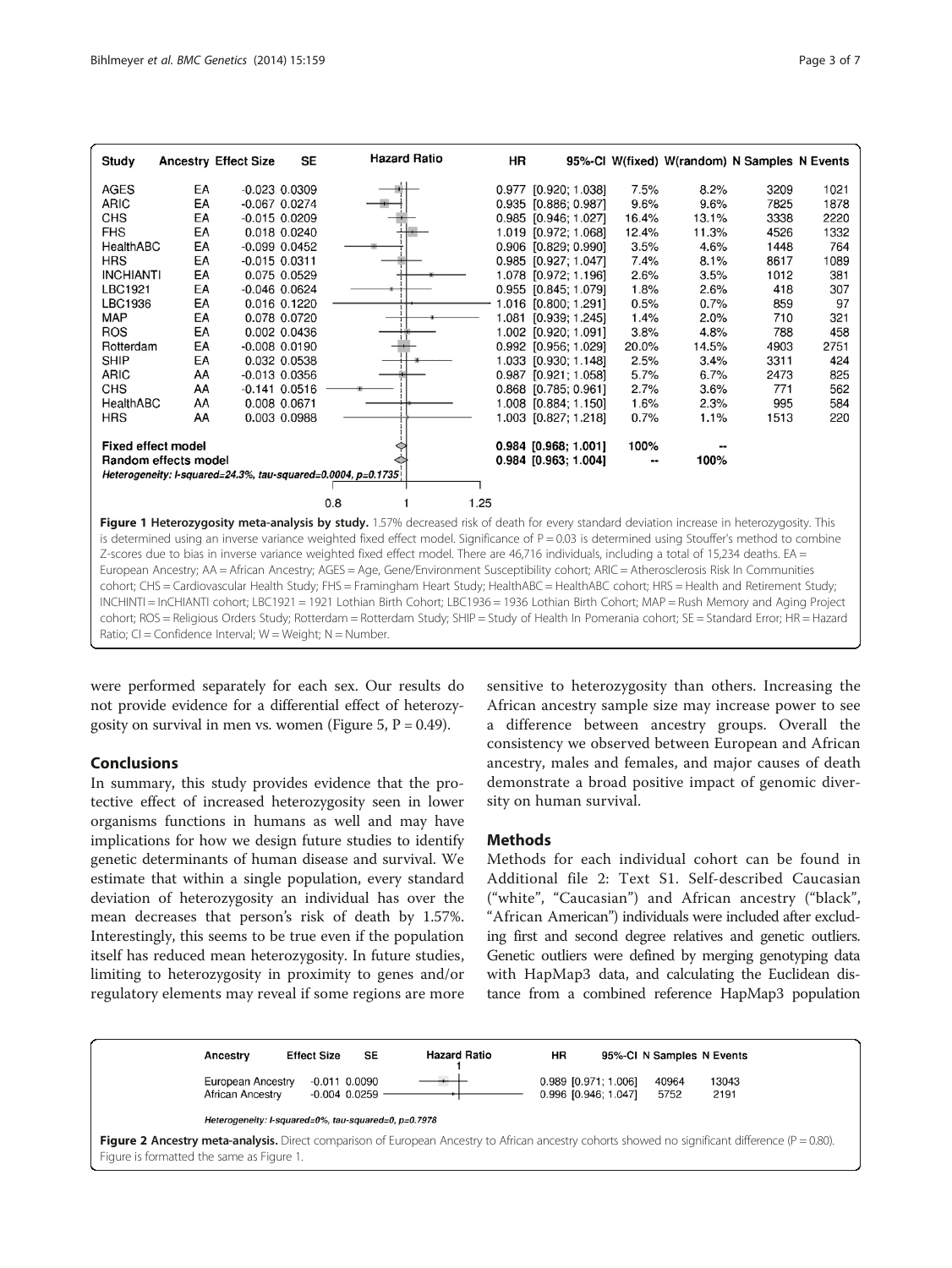| Study | Ancestry | Effect Size | SE | HR | 95%-CI | W(fixed) | W(random) | N Samples | N Events |
|---|---|---|---|---|---|---|---|---|---|
| AGES | EA | -0.023 | 0.0309 | 0.977 | [0.920; 1.038] | 7.5% | 8.2% | 3209 | 1021 |
| ARIC | EA | -0.067 | 0.0274 | 0.935 | [0.886; 0.987] | 9.6% | 9.6% | 7825 | 1878 |
| CHS | EA | -0.015 | 0.0209 | 0.985 | [0.946; 1.027] | 16.4% | 13.1% | 3338 | 2220 |
| FHS | EA | 0.018 | 0.0240 | 1.019 | [0.972; 1.068] | 12.4% | 11.3% | 4526 | 1332 |
| HealthABC | EA | -0.099 | 0.0452 | 0.906 | [0.829; 0.990] | 3.5% | 4.6% | 1448 | 764 |
| HRS | EA | -0.015 | 0.0311 | 0.985 | [0.927; 1.047] | 7.4% | 8.1% | 8617 | 1089 |
| INCHIANTI | EA | 0.075 | 0.0529 | 1.078 | [0.972; 1.196] | 2.6% | 3.5% | 1012 | 381 |
| LBC1921 | EA | -0.046 | 0.0624 | 0.955 | [0.845; 1.079] | 1.8% | 2.6% | 418 | 307 |
| LBC1936 | EA | 0.016 | 0.1220 | 1.016 | [0.800; 1.291] | 0.5% | 0.7% | 859 | 97 |
| MAP | EA | 0.078 | 0.0720 | 1.081 | [0.939; 1.245] | 1.4% | 2.0% | 710 | 321 |
| ROS | EA | 0.002 | 0.0436 | 1.002 | [0.920; 1.091] | 3.8% | 4.8% | 788 | 458 |
| Rotterdam | EA | -0.008 | 0.0190 | 0.992 | [0.956; 1.029] | 20.0% | 14.5% | 4903 | 2751 |
| SHIP | EA | 0.032 | 0.0538 | 1.033 | [0.930; 1.148] | 2.5% | 3.4% | 3311 | 424 |
| ARIC | AA | -0.013 | 0.0356 | 0.987 | [0.921; 1.058] | 5.7% | 6.7% | 2473 | 825 |
| CHS | AA | -0.141 | 0.0516 | 0.868 | [0.785; 0.961] | 2.7% | 3.6% | 771 | 562 |
| HealthABC | AA | 0.008 | 0.0671 | 1.008 | [0.884; 1.150] | 1.6% | 2.3% | 995 | 584 |
| HRS | AA | 0.003 | 0.0988 | 1.003 | [0.827; 1.218] | 0.7% | 1.1% | 1513 | 220 |
| Fixed effect model | | | | 0.984 | [0.968; 1.001] | 100% | -- | | |
| Random effects model | | | | 0.984 | [0.963; 1.004] | -- | 100% | | |

*Heterogeneity: I-squared=24.3%, tau-squared=0.0004, p=0.1735*

**Figure 1 Heterozygosity meta-analysis by study.** 1.57% decreased risk of death for every standard deviation increase in heterozygosity. This is determined using an inverse variance weighted fixed effect model. Significance of P = 0.03 is determined using Stouffer's method to combine Z-scores due to bias in inverse variance weighted fixed effect model. There are 46,716 individuals, including a total of 15,234 deaths. EA = European Ancestry; AA = African Ancestry; AGES = Age, Gene/Environment Susceptibility cohort; ARIC = Atherosclerosis Risk In Communities cohort; CHS = Cardiovascular Health Study; FHS = Framingham Heart Study; HealthABC = HealthABC cohort; HRS = Health and Retirement Study; INCHINTI = InCHIANTI cohort; LBC1921 = 1921 Lothian Birth Cohort; LBC1936 = 1936 Lothian Birth Cohort; MAP = Rush Memory and Aging Project cohort; ROS = Religious Orders Study; Rotterdam = Rotterdam Study; SHIP = Study of Health In Pomerania cohort; SE = Standard Error; HR = Hazard Ratio; CI = Confidence Interval; W = Weight; N = Number.

were performed separately for each sex. Our results do not provide evidence for a differential effect of heterozygosity on survival in men vs. women (Figure 5, P = 0.49).

## Conclusions

In summary, this study provides evidence that the protective effect of increased heterozygosity seen in lower organisms functions in humans as well and may have implications for how we design future studies to identify genetic determinants of human disease and survival. We estimate that within a single population, every standard deviation of heterozygosity an individual has over the mean decreases that person's risk of death by 1.57%. Interestingly, this seems to be true even if the population itself has reduced mean heterozygosity. In future studies, limiting to heterozygosity in proximity to genes and/or regulatory elements may reveal if some regions are more sensitive to heterozygosity than others. Increasing the African ancestry sample size may increase power to see a difference between ancestry groups. Overall the consistency we observed between European and African ancestry, males and females, and major causes of death demonstrate a broad positive impact of genomic diversity on human survival.

## Methods

Methods for each individual cohort can be found in Additional file 2: Text S1. Self-described Caucasian ("white", "Caucasian") and African ancestry ("black", "African American") individuals were included after excluding first and second degree relatives and genetic outliers. Genetic outliers were defined by merging genotyping data with HapMap3 data, and calculating the Euclidean distance from a combined reference HapMap3 population

| Ancestry | Effect Size | SE | HR | 95%-CI | N Samples | N Events |
|---|---|---|---|---|---|---|
| European Ancestry | -0.011 | 0.0090 | 0.989 | [0.971; 1.006] | 40964 | 13043 |
| African Ancestry | -0.004 | 0.0259 | 0.996 | [0.946; 1.047] | 5752 | 2191 |

*Heterogeneity: I-squared=0%, tau-squared=0, p=0.7978*

**Figure 2 Ancestry meta-analysis.** Direct comparison of European Ancestry to African ancestry cohorts showed no significant difference (P = 0.80). Figure is formatted the same as Figure 1.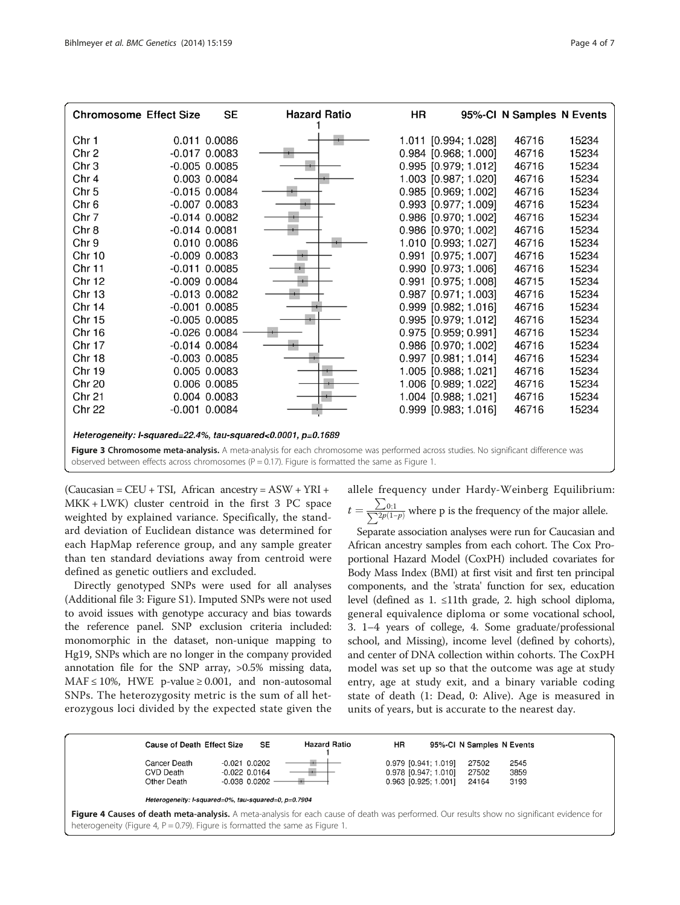| Chromosome | Effect Size | SE | HR | 95%-CI | N Samples | N Events |
|---|---|---|---|---|---|---|
| Chr 1 | 0.011 | 0.0086 | 1.011 | [0.994; 1.028] | 46716 | 15234 |
| Chr 2 | -0.017 | 0.0083 | 0.984 | [0.968; 1.000] | 46716 | 15234 |
| Chr 3 | -0.005 | 0.0085 | 0.995 | [0.979; 1.012] | 46716 | 15234 |
| Chr 4 | 0.003 | 0.0084 | 1.003 | [0.987; 1.020] | 46716 | 15234 |
| Chr 5 | -0.015 | 0.0084 | 0.985 | [0.969; 1.002] | 46716 | 15234 |
| Chr 6 | -0.007 | 0.0083 | 0.993 | [0.977; 1.009] | 46716 | 15234 |
| Chr 7 | -0.014 | 0.0082 | 0.986 | [0.970; 1.002] | 46716 | 15234 |
| Chr 8 | -0.014 | 0.0081 | 0.986 | [0.970; 1.002] | 46716 | 15234 |
| Chr 9 | 0.010 | 0.0086 | 1.010 | [0.993; 1.027] | 46716 | 15234 |
| Chr 10 | -0.009 | 0.0083 | 0.991 | [0.975; 1.007] | 46716 | 15234 |
| Chr 11 | -0.011 | 0.0085 | 0.990 | [0.973; 1.006] | 46716 | 15234 |
| Chr 12 | -0.009 | 0.0084 | 0.991 | [0.975; 1.008] | 46715 | 15234 |
| Chr 13 | -0.013 | 0.0082 | 0.987 | [0.971; 1.003] | 46716 | 15234 |
| Chr 14 | -0.001 | 0.0085 | 0.999 | [0.982; 1.016] | 46716 | 15234 |
| Chr 15 | -0.005 | 0.0085 | 0.995 | [0.979; 1.012] | 46716 | 15234 |
| Chr 16 | -0.026 | 0.0084 | 0.975 | [0.959; 0.991] | 46716 | 15234 |
| Chr 17 | -0.014 | 0.0084 | 0.986 | [0.970; 1.002] | 46716 | 15234 |
| Chr 18 | -0.003 | 0.0085 | 0.997 | [0.981; 1.014] | 46716 | 15234 |
| Chr 19 | 0.005 | 0.0083 | 1.005 | [0.988; 1.021] | 46716 | 15234 |
| Chr 20 | 0.006 | 0.0085 | 1.006 | [0.989; 1.022] | 46716 | 15234 |
| Chr 21 | 0.004 | 0.0083 | 1.004 | [0.988; 1.021] | 46716 | 15234 |
| Chr 22 | -0.001 | 0.0084 | 0.999 | [0.983; 1.016] | 46716 | 15234 |

*Heterogeneity: I-squared=22.4%, tau-squared<0.0001, p=0.1689*

**Figure 3 Chromosome meta-analysis.** A meta-analysis for each chromosome was performed across studies. No significant difference was observed between effects across chromosomes (P = 0.17). Figure is formatted the same as Figure 1.

(Caucasian = CEU + TSI, African ancestry = ASW + YRI + MKK + LWK) cluster centroid in the first 3 PC space weighted by explained variance. Specifically, the standard deviation of Euclidean distance was determined for each HapMap reference group, and any sample greater than ten standard deviations away from centroid were defined as genetic outliers and excluded.

Directly genotyped SNPs were used for all analyses (Additional file 3: Figure S1). Imputed SNPs were not used to avoid issues with genotype accuracy and bias towards the reference panel. SNP exclusion criteria included: monomorphic in the dataset, non-unique mapping to Hg19, SNPs which are no longer in the company provided annotation file for the SNP array, >0.5% missing data, MAF ≤ 10%, HWE p-value ≥ 0.001, and non-autosomal SNPs. The heterozygosity metric is the sum of all heterozygous loci divided by the expected state given the allele frequency under Hardy-Weinberg Equilibrium: $t = \frac{\sum_{0:1}}{\sum^{2p(1-p)}}$ where p is the frequency of the major allele.

Separate association analyses were run for Caucasian and African ancestry samples from each cohort. The Cox Proportional Hazard Model (CoxPH) included covariates for Body Mass Index (BMI) at first visit and first ten principal components, and the 'strata' function for sex, education level (defined as 1. ≤11th grade, 2. high school diploma, general equivalence diploma or some vocational school, 3. 1–4 years of college, 4. Some graduate/professional school, and Missing), income level (defined by cohorts), and center of DNA collection within cohorts. The CoxPH model was set up so that the outcome was age at study entry, age at study exit, and a binary variable coding state of death (1: Dead, 0: Alive). Age is measured in units of years, but is accurate to the nearest day.

| Cause of Death | Effect Size | SE | HR | 95%-CI | N Samples | N Events |
|---|---|---|---|---|---|---|
| Cancer Death | -0.021 | 0.0202 | 0.979 | [0.941; 1.019] | 27502 | 2545 |
| CVD Death | -0.022 | 0.0164 | 0.978 | [0.947; 1.010] | 27502 | 3859 |
| Other Death | -0.038 | 0.0202 | 0.963 | [0.925; 1.001] | 24164 | 3193 |

*Heterogeneity: I-squared=0%, tau-squared=0, p=0.7904*

**Figure 4 Causes of death meta-analysis.** A meta-analysis for each cause of death was performed. Our results show no significant evidence for heterogeneity (Figure 4, P = 0.79). Figure is formatted the same as Figure 1.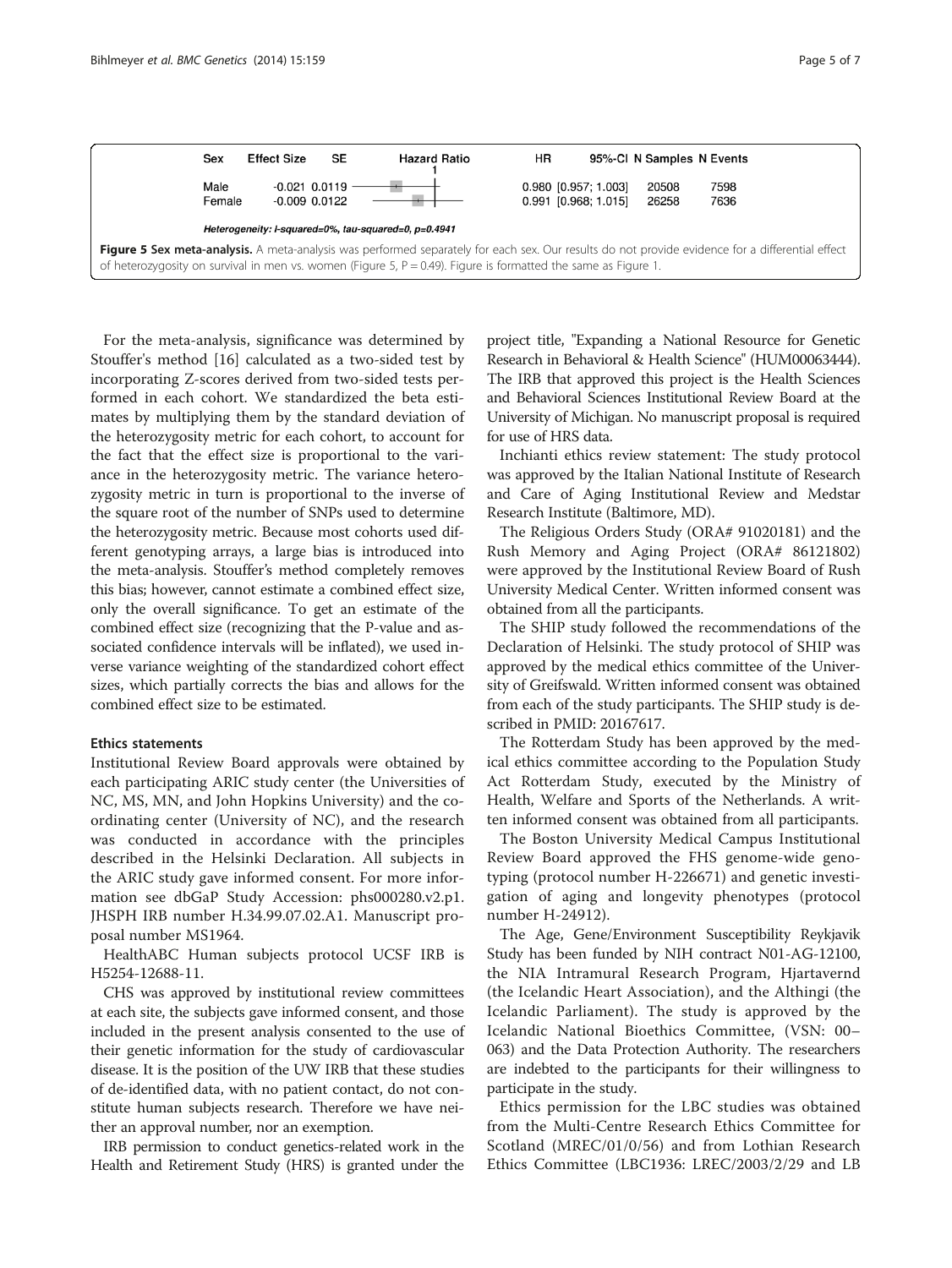| Sex | Effect Size | SE | Hazard Ratio | HR | 95%-CI | N Samples | N Events |
|---|---|---|---|---|---|---|---|
| Male | -0.021 | 0.0119 | | 0.980 | [0.957; 1.003] | 20508 | 7598 |
| Female | -0.009 | 0.0122 | | 0.991 | [0.968; 1.015] | 26258 | 7636 |

*Heterogeneity: I-squared=0%, tau-squared=0, p=0.4941*

**Figure 5 Sex meta-analysis.** A meta-analysis was performed separately for each sex. Our results do not provide evidence for a differential effect of heterozygosity on survival in men vs. women (Figure 5, P = 0.49). Figure is formatted the same as Figure 1.

For the meta-analysis, significance was determined by Stouffer's method [16] calculated as a two-sided test by incorporating Z-scores derived from two-sided tests performed in each cohort. We standardized the beta estimates by multiplying them by the standard deviation of the heterozygosity metric for each cohort, to account for the fact that the effect size is proportional to the variance in the heterozygosity metric. The variance heterozygosity metric in turn is proportional to the inverse of the square root of the number of SNPs used to determine the heterozygosity metric. Because most cohorts used different genotyping arrays, a large bias is introduced into the meta-analysis. Stouffer's method completely removes this bias; however, cannot estimate a combined effect size, only the overall significance. To get an estimate of the combined effect size (recognizing that the P-value and associated confidence intervals will be inflated), we used inverse variance weighting of the standardized cohort effect sizes, which partially corrects the bias and allows for the combined effect size to be estimated.

#### Ethics statements

Institutional Review Board approvals were obtained by each participating ARIC study center (the Universities of NC, MS, MN, and John Hopkins University) and the coordinating center (University of NC), and the research was conducted in accordance with the principles described in the Helsinki Declaration. All subjects in the ARIC study gave informed consent. For more information see dbGaP Study Accession: phs000280.v2.p1. JHSPH IRB number H.34.99.07.02.A1. Manuscript proposal number MS1964.

HealthABC Human subjects protocol UCSF IRB is H5254-12688-11.

CHS was approved by institutional review committees at each site, the subjects gave informed consent, and those included in the present analysis consented to the use of their genetic information for the study of cardiovascular disease. It is the position of the UW IRB that these studies of de-identified data, with no patient contact, do not constitute human subjects research. Therefore we have neither an approval number, nor an exemption.

IRB permission to conduct genetics-related work in the Health and Retirement Study (HRS) is granted under the project title, "Expanding a National Resource for Genetic Research in Behavioral & Health Science" (HUM00063444). The IRB that approved this project is the Health Sciences and Behavioral Sciences Institutional Review Board at the University of Michigan. No manuscript proposal is required for use of HRS data.

Inchianti ethics review statement: The study protocol was approved by the Italian National Institute of Research and Care of Aging Institutional Review and Medstar Research Institute (Baltimore, MD).

The Religious Orders Study (ORA# 91020181) and the Rush Memory and Aging Project (ORA# 86121802) were approved by the Institutional Review Board of Rush University Medical Center. Written informed consent was obtained from all the participants.

The SHIP study followed the recommendations of the Declaration of Helsinki. The study protocol of SHIP was approved by the medical ethics committee of the University of Greifswald. Written informed consent was obtained from each of the study participants. The SHIP study is described in PMID: 20167617.

The Rotterdam Study has been approved by the medical ethics committee according to the Population Study Act Rotterdam Study, executed by the Ministry of Health, Welfare and Sports of the Netherlands. A written informed consent was obtained from all participants.

The Boston University Medical Campus Institutional Review Board approved the FHS genome-wide genotyping (protocol number H-226671) and genetic investigation of aging and longevity phenotypes (protocol number H-24912).

The Age, Gene/Environment Susceptibility Reykjavik Study has been funded by NIH contract N01-AG-12100, the NIA Intramural Research Program, Hjartavernd (the Icelandic Heart Association), and the Althingi (the Icelandic Parliament). The study is approved by the Icelandic National Bioethics Committee, (VSN: 00–063) and the Data Protection Authority. The researchers are indebted to the participants for their willingness to participate in the study.

Ethics permission for the LBC studies was obtained from the Multi-Centre Research Ethics Committee for Scotland (MREC/01/0/56) and from Lothian Research Ethics Committee (LBC1936: LREC/2003/2/29 and LB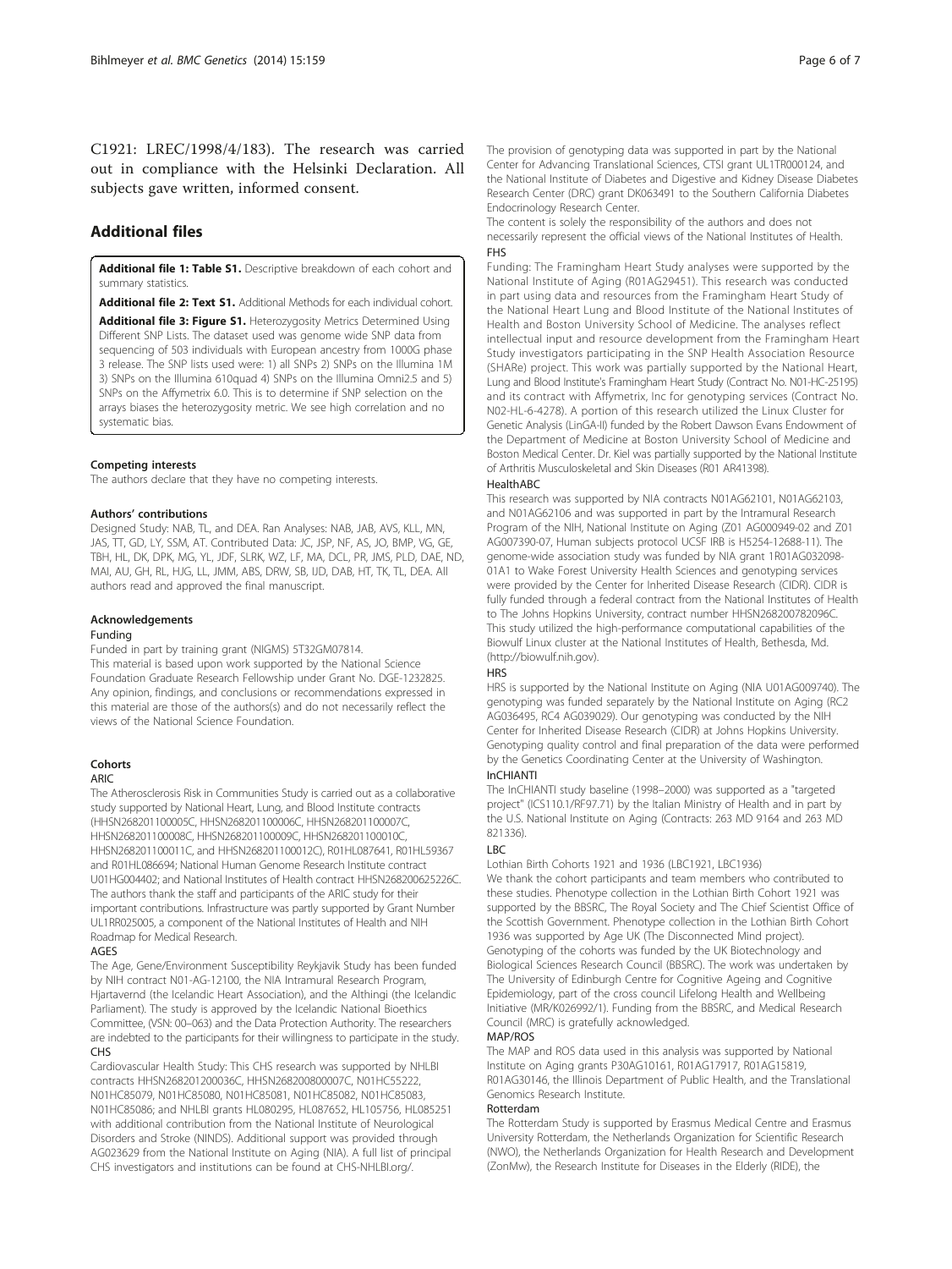C1921: LREC/1998/4/183). The research was carried out in compliance with the Helsinki Declaration. All subjects gave written, informed consent.

## Additional files

**Additional file 1: Table S1.** Descriptive breakdown of each cohort and summary statistics.

**Additional file 2: Text S1.** Additional Methods for each individual cohort.

**Additional file 3: Figure S1.** Heterozygosity Metrics Determined Using Different SNP Lists. The dataset used was genome wide SNP data from sequencing of 503 individuals with European ancestry from 1000G phase 3 release. The SNP lists used were: 1) all SNPs 2) SNPs on the Illumina 1M 3) SNPs on the Illumina 610quad 4) SNPs on the Illumina Omni2.5 and 5) SNPs on the Affymetrix 6.0. This is to determine if SNP selection on the arrays biases the heterozygosity metric. We see high correlation and no systematic bias.

#### Competing interests

The authors declare that they have no competing interests.

#### Authors' contributions

Designed Study: NAB, TL, and DEA. Ran Analyses: NAB, JAB, AVS, KLL, MN, JAS, TT, GD, LY, SSM, AT. Contributed Data: JC, JSP, NF, AS, JO, BMP, VG, GE, TBH, HL, DK, DPK, MG, YL, JDF, SLRK, WZ, LF, MA, DCL, PR, JMS, PLD, DAE, ND, MAI, AU, GH, RL, HJG, LL, JMM, ABS, DRW, SB, IJD, DAB, HT, TK, TL, DEA. All authors read and approved the final manuscript.

#### Acknowledgements

##### Funding

Funded in part by training grant (NIGMS) 5T32GM07814.
This material is based upon work supported by the National Science Foundation Graduate Research Fellowship under Grant No. DGE-1232825. Any opinion, findings, and conclusions or recommendations expressed in this material are those of the authors(s) and do not necessarily reflect the views of the National Science Foundation.

#### Cohorts

##### ARIC

The Atherosclerosis Risk in Communities Study is carried out as a collaborative study supported by National Heart, Lung, and Blood Institute contracts (HHSN268201100005C, HHSN268201100006C, HHSN268201100007C, HHSN268201100008C, HHSN268201100009C, HHSN268201100010C, HHSN268201100011C, and HHSN268201100012C), R01HL087641, R01HL59367 and R01HL086694; National Human Genome Research Institute contract U01HG004402; and National Institutes of Health contract HHSN268200625226C. The authors thank the staff and participants of the ARIC study for their important contributions. Infrastructure was partly supported by Grant Number UL1RR025005, a component of the National Institutes of Health and NIH Roadmap for Medical Research.

##### AGES

The Age, Gene/Environment Susceptibility Reykjavik Study has been funded by NIH contract N01-AG-12100, the NIA Intramural Research Program, Hjartavernd (the Icelandic Heart Association), and the Althingi (the Icelandic Parliament). The study is approved by the Icelandic National Bioethics Committee, (VSN: 00–063) and the Data Protection Authority. The researchers are indebted to the participants for their willingness to participate in the study.

##### CHS

Cardiovascular Health Study: This CHS research was supported by NHLBI contracts HHSN268201200036C, HHSN268200800007C, N01HC55222, N01HC85079, N01HC85080, N01HC85081, N01HC85082, N01HC85083, N01HC85086; and NHLBI grants HL080295, HL087652, HL105756, HL085251 with additional contribution from the National Institute of Neurological Disorders and Stroke (NINDS). Additional support was provided through AG023629 from the National Institute on Aging (NIA). A full list of principal CHS investigators and institutions can be found at CHS-NHLBI.org/.

The provision of genotyping data was supported in part by the National Center for Advancing Translational Sciences, CTSI grant UL1TR000124, and the National Institute of Diabetes and Digestive and Kidney Disease Diabetes Research Center (DRC) grant DK063491 to the Southern California Diabetes Endocrinology Research Center.
The content is solely the responsibility of the authors and does not necessarily represent the official views of the National Institutes of Health.

##### FHS

Funding: The Framingham Heart Study analyses were supported by the National Institute of Aging (R01AG29451). This research was conducted in part using data and resources from the Framingham Heart Study of the National Heart Lung and Blood Institute of the National Institutes of Health and Boston University School of Medicine. The analyses reflect intellectual input and resource development from the Framingham Heart Study investigators participating in the SNP Health Association Resource (SHARe) project. This work was partially supported by the National Heart, Lung and Blood Institute's Framingham Heart Study (Contract No. N01-HC-25195) and its contract with Affymetrix, Inc for genotyping services (Contract No. N02-HL-6-4278). A portion of this research utilized the Linux Cluster for Genetic Analysis (LinGA-II) funded by the Robert Dawson Evans Endowment of the Department of Medicine at Boston University School of Medicine and Boston Medical Center. Dr. Kiel was partially supported by the National Institute of Arthritis Musculoskeletal and Skin Diseases (R01 AR41398).

##### HealthABC

This research was supported by NIA contracts N01AG62101, N01AG62103, and N01AG62106 and was supported in part by the Intramural Research Program of the NIH, National Institute on Aging (Z01 AG000949-02 and Z01 AG007390-07, Human subjects protocol UCSF IRB is H5254-12688-11). The genome-wide association study was funded by NIA grant 1R01AG032098-01A1 to Wake Forest University Health Sciences and genotyping services were provided by the Center for Inherited Disease Research (CIDR). CIDR is fully funded through a federal contract from the National Institutes of Health to The Johns Hopkins University, contract number HHSN268200782096C. This study utilized the high-performance computational capabilities of the Biowulf Linux cluster at the National Institutes of Health, Bethesda, Md. (http://biowulf.nih.gov).

##### HRS

HRS is supported by the National Institute on Aging (NIA U01AG009740). The genotyping was funded separately by the National Institute on Aging (RC2 AG036495, RC4 AG039029). Our genotyping was conducted by the NIH Center for Inherited Disease Research (CIDR) at Johns Hopkins University. Genotyping quality control and final preparation of the data were performed by the Genetics Coordinating Center at the University of Washington.

##### InCHIANTI

The InCHIANTI study baseline (1998–2000) was supported as a "targeted project" (ICS110.1/RF97.71) by the Italian Ministry of Health and in part by the U.S. National Institute on Aging (Contracts: 263 MD 9164 and 263 MD 821336).

##### LBC

Lothian Birth Cohorts 1921 and 1936 (LBC1921, LBC1936)
We thank the cohort participants and team members who contributed to these studies. Phenotype collection in the Lothian Birth Cohort 1921 was supported by the BBSRC, The Royal Society and The Chief Scientist Office of the Scottish Government. Phenotype collection in the Lothian Birth Cohort 1936 was supported by Age UK (The Disconnected Mind project). Genotyping of the cohorts was funded by the UK Biotechnology and Biological Sciences Research Council (BBSRC). The work was undertaken by The University of Edinburgh Centre for Cognitive Ageing and Cognitive Epidemiology, part of the cross council Lifelong Health and Wellbeing Initiative (MR/K026992/1). Funding from the BBSRC, and Medical Research Council (MRC) is gratefully acknowledged.

##### MAP/ROS

The MAP and ROS data used in this analysis was supported by National Institute on Aging grants P30AG10161, R01AG17917, R01AG15819, R01AG30146, the Illinois Department of Public Health, and the Translational Genomics Research Institute.

##### Rotterdam

The Rotterdam Study is supported by Erasmus Medical Centre and Erasmus University Rotterdam, the Netherlands Organization for Scientific Research (NWO), the Netherlands Organization for Health Research and Development (ZonMw), the Research Institute for Diseases in the Elderly (RIDE), the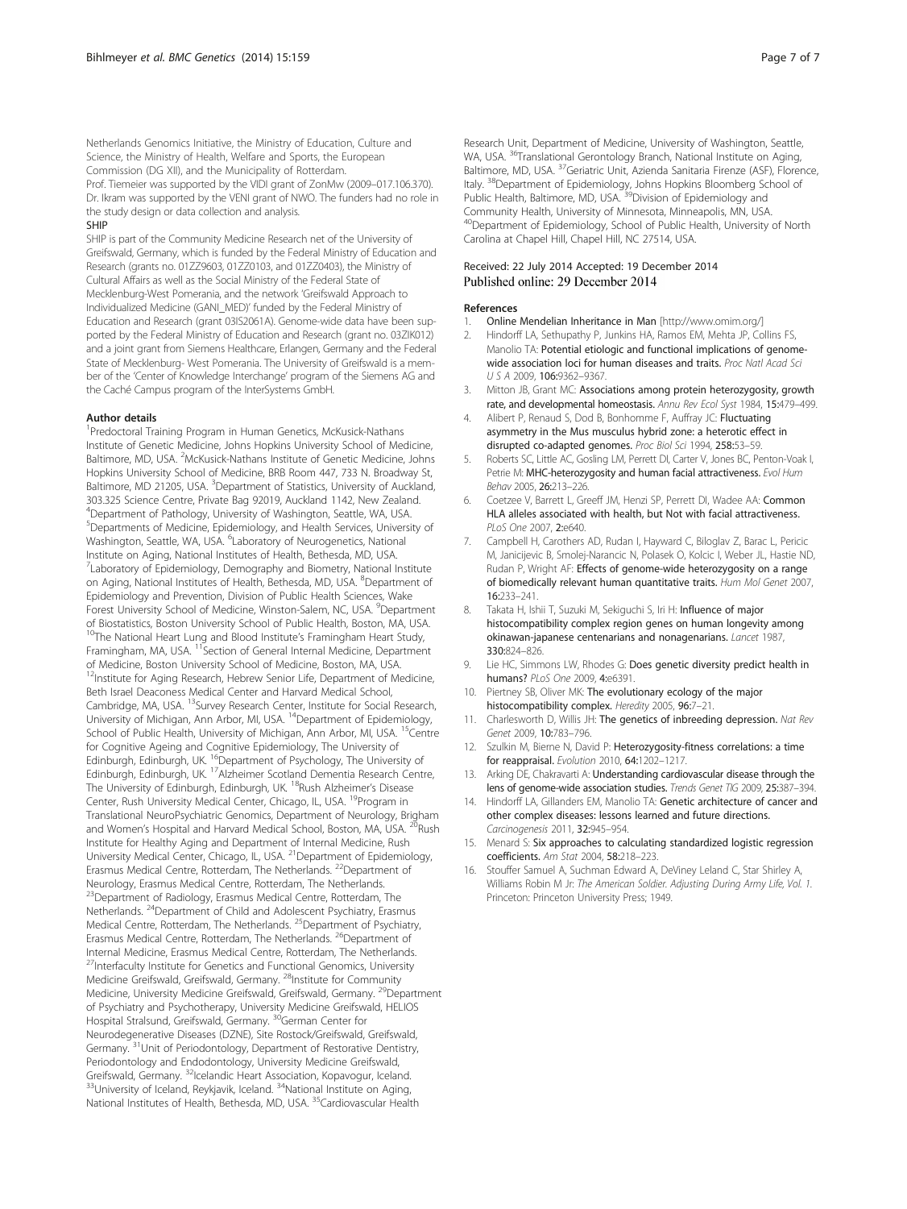Netherlands Genomics Initiative, the Ministry of Education, Culture and Science, the Ministry of Health, Welfare and Sports, the European Commission (DG XII), and the Municipality of Rotterdam.
Prof. Tiemeier was supported by the VIDI grant of ZonMw (2009–017.106.370). Dr. Ikram was supported by the VENI grant of NWO. The funders had no role in the study design or data collection and analysis.

**SHIP**

SHIP is part of the Community Medicine Research net of the University of Greifswald, Germany, which is funded by the Federal Ministry of Education and Research (grants no. 01ZZ9603, 01ZZ0103, and 01ZZ0403), the Ministry of Cultural Affairs as well as the Social Ministry of the Federal State of Mecklenburg-West Pomerania, and the network 'Greifswald Approach to Individualized Medicine (GANI_MED)' funded by the Federal Ministry of Education and Research (grant 03IS2061A). Genome-wide data have been supported by the Federal Ministry of Education and Research (grant no. 03ZIK012) and a joint grant from Siemens Healthcare, Erlangen, Germany and the Federal State of Mecklenburg- West Pomerania. The University of Greifswald is a member of the 'Center of Knowledge Interchange' program of the Siemens AG and the Caché Campus program of the InterSystems GmbH.

#### Author details

[1]Predoctoral Training Program in Human Genetics, McKusick-Nathans Institute of Genetic Medicine, Johns Hopkins University School of Medicine, Baltimore, MD, USA. [2]McKusick-Nathans Institute of Genetic Medicine, Johns Hopkins University School of Medicine, BRB Room 447, 733 N. Broadway St, Baltimore, MD 21205, USA. [3]Department of Statistics, University of Auckland, 303.325 Science Centre, Private Bag 92019, Auckland 1142, New Zealand. [4]Department of Pathology, University of Washington, Seattle, WA, USA. [5]Departments of Medicine, Epidemiology, and Health Services, University of Washington, Seattle, WA, USA. [6]Laboratory of Neurogenetics, National Institute on Aging, National Institutes of Health, Bethesda, MD, USA. [7]Laboratory of Epidemiology, Demography and Biometry, National Institute on Aging, National Institutes of Health, Bethesda, MD, USA. [8]Department of Epidemiology and Prevention, Division of Public Health Sciences, Wake Forest University School of Medicine, Winston-Salem, NC, USA. [9]Department of Biostatistics, Boston University School of Public Health, Boston, MA, USA. [10]The National Heart Lung and Blood Institute's Framingham Heart Study, Framingham, MA, USA. [11]Section of General Internal Medicine, Department of Medicine, Boston University School of Medicine, Boston, MA, USA. [12]Institute for Aging Research, Hebrew Senior Life, Department of Medicine, Beth Israel Deaconess Medical Center and Harvard Medical School, Cambridge, MA, USA. [13]Survey Research Center, Institute for Social Research, University of Michigan, Ann Arbor, MI, USA. [14]Department of Epidemiology, School of Public Health, University of Michigan, Ann Arbor, MI, USA. [15]Centre for Cognitive Ageing and Cognitive Epidemiology, The University of Edinburgh, Edinburgh, UK. [16]Department of Psychology, The University of Edinburgh, Edinburgh, UK. [17]Alzheimer Scotland Dementia Research Centre, The University of Edinburgh, Edinburgh, UK. [18]Rush Alzheimer's Disease Center, Rush University Medical Center, Chicago, IL, USA. [19]Program in Translational NeuroPsychiatric Genomics, Department of Neurology, Brigham and Women's Hospital and Harvard Medical School, Boston, MA, USA. [20]Rush Institute for Healthy Aging and Department of Internal Medicine, Rush University Medical Center, Chicago, IL, USA. [21]Department of Epidemiology, Erasmus Medical Centre, Rotterdam, The Netherlands. [22]Department of Neurology, Erasmus Medical Centre, Rotterdam, The Netherlands. [23]Department of Radiology, Erasmus Medical Centre, Rotterdam, The Netherlands. [24]Department of Child and Adolescent Psychiatry, Erasmus Medical Centre, Rotterdam, The Netherlands. [25]Department of Psychiatry, Erasmus Medical Centre, Rotterdam, The Netherlands. [26]Department of Internal Medicine, Erasmus Medical Centre, Rotterdam, The Netherlands. [27]Interfaculty Institute for Genetics and Functional Genomics, University Medicine Greifswald, Greifswald, Germany. [28]Institute for Community Medicine, University Medicine Greifswald, Greifswald, Germany. [29]Department of Psychiatry and Psychotherapy, University Medicine Greifswald, HELIOS Hospital Stralsund, Greifswald, Germany. [30]German Center for Neurodegenerative Diseases (DZNE), Site Rostock/Greifswald, Greifswald, Germany. [31]Unit of Periodontology, Department of Restorative Dentistry, Periodontology and Endodontology, University Medicine Greifswald, Greifswald, Germany. [32]Icelandic Heart Association, Kopavogur, Iceland. [33]University of Iceland, Reykjavik, Iceland. [34]National Institute on Aging, National Institutes of Health, Bethesda, MD, USA. [35]Cardiovascular Health Research Unit, Department of Medicine, University of Washington, Seattle, WA, USA. [36]Translational Gerontology Branch, National Institute on Aging, Baltimore, MD, USA. [37]Geriatric Unit, Azienda Sanitaria Firenze (ASF), Florence, Italy. [38]Department of Epidemiology, Johns Hopkins Bloomberg School of Public Health, Baltimore, MD, USA. [39]Division of Epidemiology and Community Health, University of Minnesota, Minneapolis, MN, USA. [40]Department of Epidemiology, School of Public Health, University of North Carolina at Chapel Hill, Chapel Hill, NC 27514, USA.

Received: 22 July 2014 Accepted: 19 December 2014
Published online: 29 December 2014

#### References

1. **Online Mendelian Inheritance in Man** [http://www.omim.org/]
2. Hindorff LA, Sethupathy P, Junkins HA, Ramos EM, Mehta JP, Collins FS, Manolio TA: **Potential etiologic and functional implications of genome-wide association loci for human diseases and traits.** *Proc Natl Acad Sci U S A* 2009, **106:**9362–9367.
3. Mitton JB, Grant MC: **Associations among protein heterozygosity, growth rate, and developmental homeostasis.** *Annu Rev Ecol Syst* 1984, **15:**479–499.
4. Alibert P, Renaud S, Dod B, Bonhomme F, Auffray JC: **Fluctuating asymmetry in the Mus musculus hybrid zone: a heterotic effect in disrupted co-adapted genomes.** *Proc Biol Sci* 1994, **258:**53–59.
5. Roberts SC, Little AC, Gosling LM, Perrett DI, Carter V, Jones BC, Penton-Voak I, Petrie M: **MHC-heterozygosity and human facial attractiveness.** *Evol Hum Behav* 2005, **26:**213–226.
6. Coetzee V, Barrett L, Greeff JM, Henzi SP, Perrett DI, Wadee AA: **Common HLA alleles associated with health, but Not with facial attractiveness.** *PLoS One* 2007, **2:**e640.
7. Campbell H, Carothers AD, Rudan I, Hayward C, Biloglav Z, Barac L, Pericic M, Janicijevic B, Smolej-Narancic N, Polasek O, Kolcic I, Weber JL, Hastie ND, Rudan P, Wright AF: **Effects of genome-wide heterozygosity on a range of biomedically relevant human quantitative traits.** *Hum Mol Genet* 2007, **16:**233–241.
8. Takata H, Ishii T, Suzuki M, Sekiguchi S, Iri H: **Influence of major histocompatibility complex region genes on human longevity among okinawan-japanese centenarians and nonagenarians.** *Lancet* 1987, **330:**824–826.
9. Lie HC, Simmons LW, Rhodes G: **Does genetic diversity predict health in humans?** *PLoS One* 2009, **4:**e6391.
10. Piertney SB, Oliver MK: **The evolutionary ecology of the major histocompatibility complex.** *Heredity* 2005, **96:**7–21.
11. Charlesworth D, Willis JH: **The genetics of inbreeding depression.** *Nat Rev Genet* 2009, **10:**783–796.
12. Szulkin M, Bierne N, David P: **Heterozygosity-fitness correlations: a time for reappraisal.** *Evolution* 2010, **64:**1202–1217.
13. Arking DE, Chakravarti A: **Understanding cardiovascular disease through the lens of genome-wide association studies.** *Trends Genet TIG* 2009, **25:**387–394.
14. Hindorff LA, Gillanders EM, Manolio TA: **Genetic architecture of cancer and other complex diseases: lessons learned and future directions.** *Carcinogenesis* 2011, **32:**945–954.
15. Menard S: **Six approaches to calculating standardized logistic regression coefficients.** *Am Stat* 2004, **58:**218–223.
16. Stouffer Samuel A, Suchman Edward A, DeViney Leland C, Star Shirley A, Williams Robin M Jr: *The American Soldier. Adjusting During Army Life, Vol. 1.* Princeton: Princeton University Press; 1949.